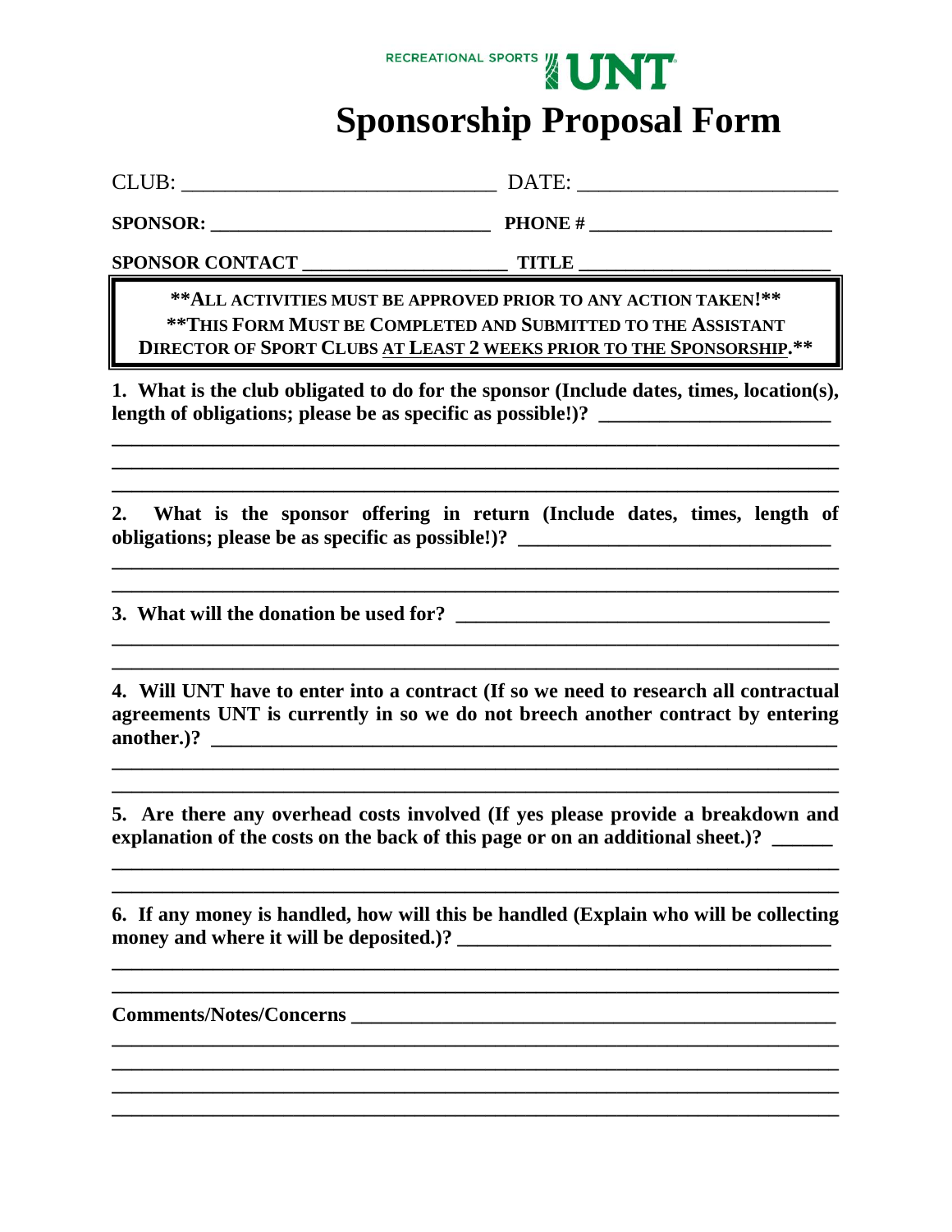RECREATIONAL SPORTS UNT

# Sponsorship Proposal Form

CLUB: ______________________________ DATE: ________________________

**SPONSOR:** ___________________________ **PHONE #** _______________________

**SPONSOR CONTACT** ____________________ **TITLE** ________________________

**\*\*ALL ACTIVITIES MUST BE APPROVED PRIOR TO ANY ACTION TAKEN!\*\***
**\*\*THIS FORM MUST BE COMPLETED AND SUBMITTED TO THE ASSISTANT DIRECTOR OF SPORT CLUBS AT LEAST 2 WEEKS PRIOR TO THE SPONSORSHIP.\*\***

**1. What is the club obligated to do for the sponsor (Include dates, times, location(s), length of obligations; please be as specific as possible!)?** _______________________

______________________________________________________________________
______________________________________________________________________
______________________________________________________________________

**2. What is the sponsor offering in return (Include dates, times, length of obligations; please be as specific as possible!)?** _______________________________

______________________________________________________________________
______________________________________________________________________

**3. What will the donation be used for?** ____________________________________

______________________________________________________________________
______________________________________________________________________

**4. Will UNT have to enter into a contract (If so we need to research all contractual agreements UNT is currently in so we do not breech another contract by entering another.)?** _______________________________________________________________

______________________________________________________________________
______________________________________________________________________

**5. Are there any overhead costs involved (If yes please provide a breakdown and explanation of the costs on the back of this page or on an additional sheet.)?** ______

______________________________________________________________________
______________________________________________________________________

**6. If any money is handled, how will this be handled (Explain who will be collecting money and where it will be deposited.)?** ____________________________________

______________________________________________________________________
______________________________________________________________________

**Comments/Notes/Concerns** _____________________________________________

______________________________________________________________________
______________________________________________________________________
______________________________________________________________________
______________________________________________________________________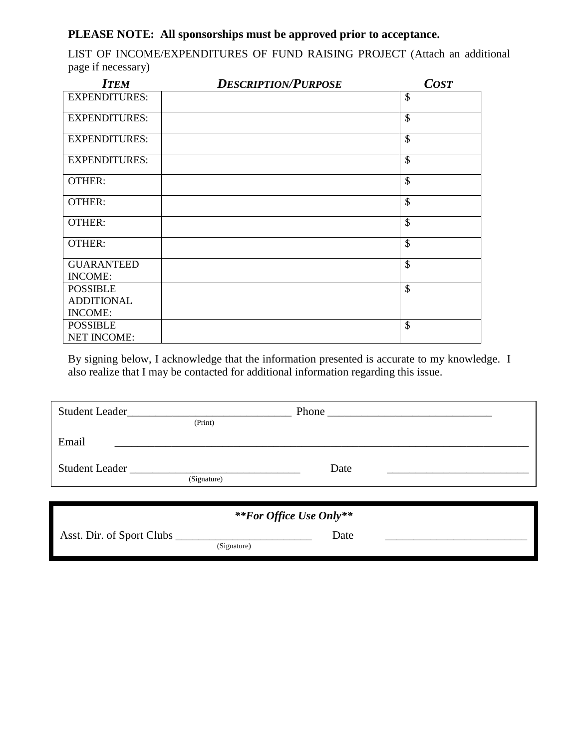**PLEASE NOTE: All sponsorships must be approved prior to acceptance.**

LIST OF INCOME/EXPENDITURES OF FUND RAISING PROJECT (Attach an additional page if necessary)

| *ITEM* | *DESCRIPTION/PURPOSE* | *COST* |
|---|---|---|
| EXPENDITURES: | | $ |
| EXPENDITURES: | | $ |
| EXPENDITURES: | | $ |
| EXPENDITURES: | | $ |
| OTHER: | | $ |
| OTHER: | | $ |
| OTHER: | | $ |
| OTHER: | | $ |
| GUARANTEED INCOME: | | $ |
| POSSIBLE ADDITIONAL INCOME: | | $ |
| POSSIBLE NET INCOME: | | $ |

By signing below, I acknowledge that the information presented is accurate to my knowledge. I also realize that I may be contacted for additional information regarding this issue.

Student Leader_____________________________ Phone _____________________________
(Print)

Email ___________________________________________________________________________

Student Leader _____________________________ Date _________________________
(Signature)

***For Office Use Only***

Asst. Dir. of Sport Clubs ________________________ Date _________________________
(Signature)